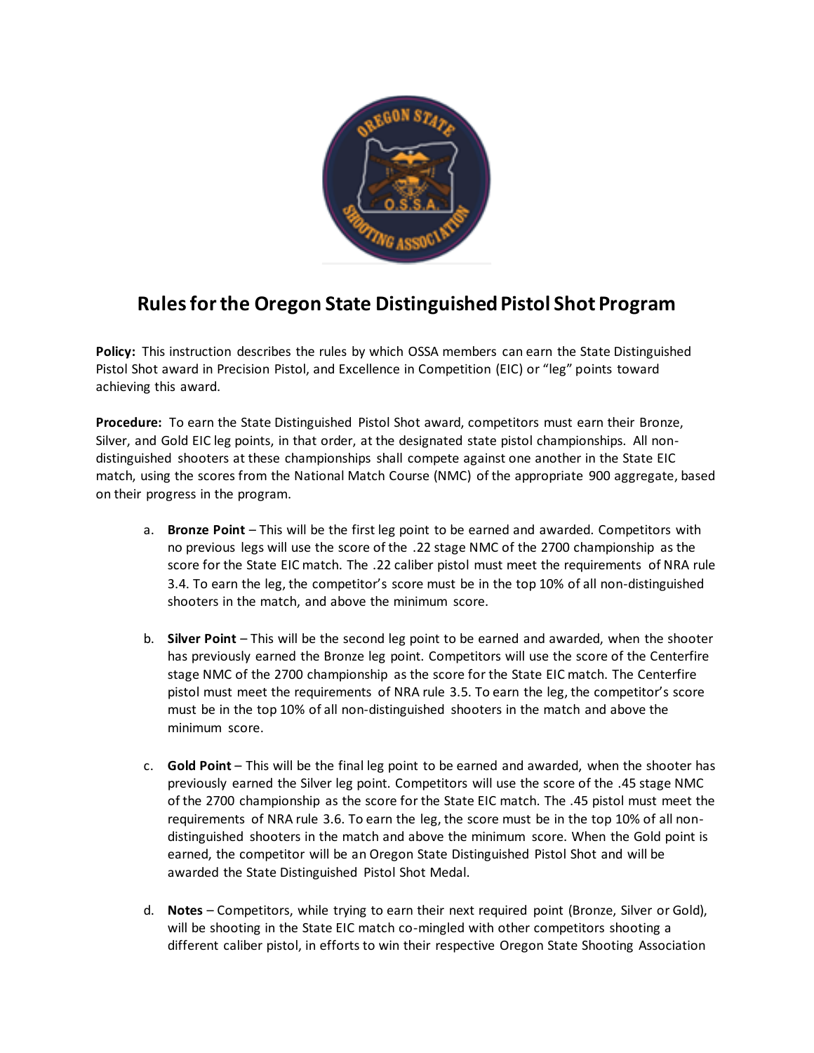# Rules for the Oregon State Distinguished Pistol Shot Program

**Policy:** This instruction describes the rules by which OSSA members can earn the State Distinguished Pistol Shot award in Precision Pistol, and Excellence in Competition (EIC) or "leg" points toward achieving this award.

**Procedure:** To earn the State Distinguished Pistol Shot award, competitors must earn their Bronze, Silver, and Gold EIC leg points, in that order, at the designated state pistol championships. All non-distinguished shooters at these championships shall compete against one another in the State EIC match, using the scores from the National Match Course (NMC) of the appropriate 900 aggregate, based on their progress in the program.

a. **Bronze Point** – This will be the first leg point to be earned and awarded. Competitors with no previous legs will use the score of the .22 stage NMC of the 2700 championship as the score for the State EIC match. The .22 caliber pistol must meet the requirements of NRA rule 3.4. To earn the leg, the competitor's score must be in the top 10% of all non-distinguished shooters in the match, and above the minimum score.

b. **Silver Point** – This will be the second leg point to be earned and awarded, when the shooter has previously earned the Bronze leg point. Competitors will use the score of the Centerfire stage NMC of the 2700 championship as the score for the State EIC match. The Centerfire pistol must meet the requirements of NRA rule 3.5. To earn the leg, the competitor's score must be in the top 10% of all non-distinguished shooters in the match and above the minimum score.

c. **Gold Point** – This will be the final leg point to be earned and awarded, when the shooter has previously earned the Silver leg point. Competitors will use the score of the .45 stage NMC of the 2700 championship as the score for the State EIC match. The .45 pistol must meet the requirements of NRA rule 3.6. To earn the leg, the score must be in the top 10% of all non-distinguished shooters in the match and above the minimum score. When the Gold point is earned, the competitor will be an Oregon State Distinguished Pistol Shot and will be awarded the State Distinguished Pistol Shot Medal.

d. **Notes** – Competitors, while trying to earn their next required point (Bronze, Silver or Gold), will be shooting in the State EIC match co-mingled with other competitors shooting a different caliber pistol, in efforts to win their respective Oregon State Shooting Association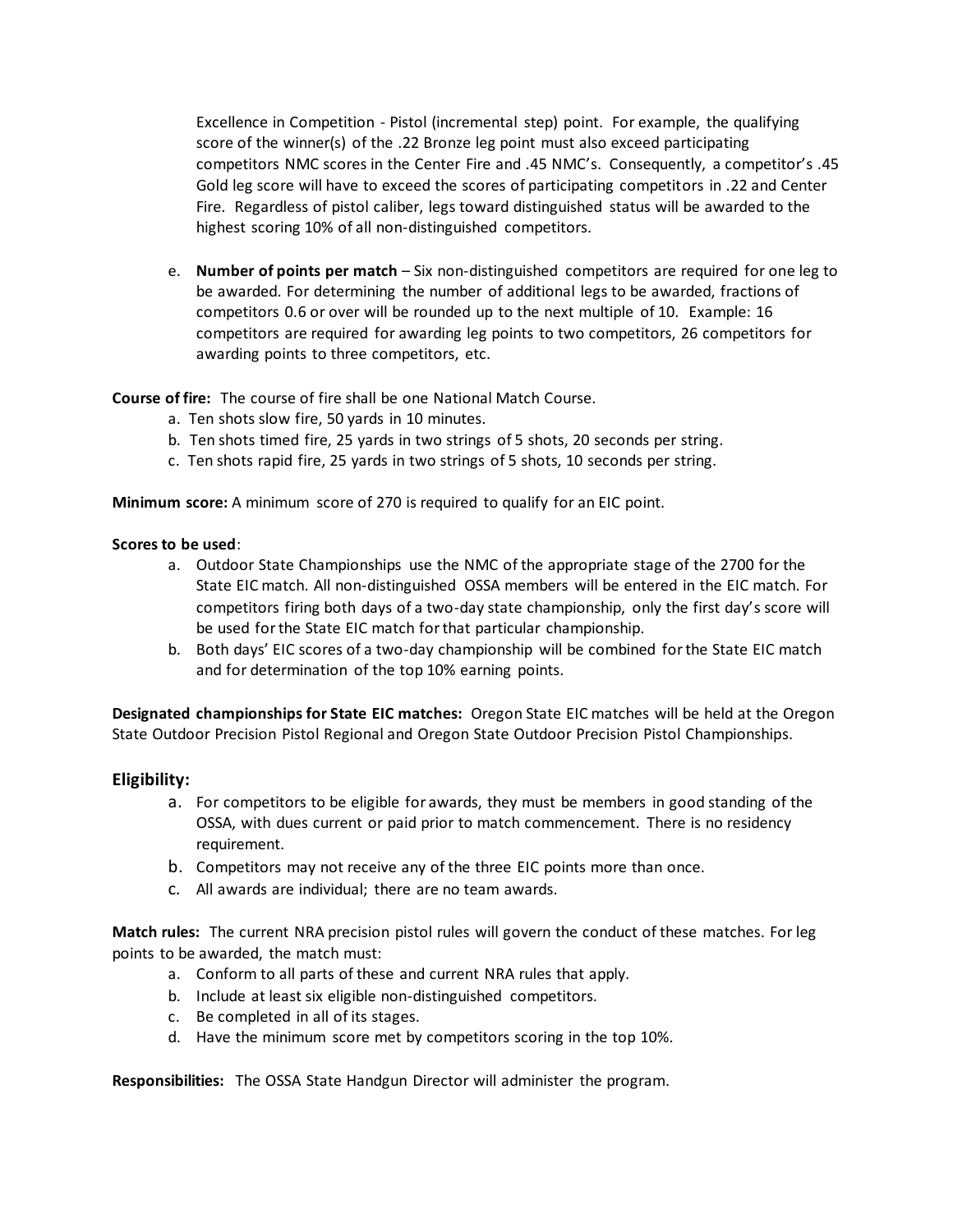Excellence in Competition - Pistol (incremental step) point. For example, the qualifying score of the winner(s) of the .22 Bronze leg point must also exceed participating competitors NMC scores in the Center Fire and .45 NMC's. Consequently, a competitor's .45 Gold leg score will have to exceed the scores of participating competitors in .22 and Center Fire. Regardless of pistol caliber, legs toward distinguished status will be awarded to the highest scoring 10% of all non-distinguished competitors.

e. **Number of points per match** – Six non-distinguished competitors are required for one leg to be awarded. For determining the number of additional legs to be awarded, fractions of competitors 0.6 or over will be rounded up to the next multiple of 10. Example: 16 competitors are required for awarding leg points to two competitors, 26 competitors for awarding points to three competitors, etc.

**Course of fire:** The course of fire shall be one National Match Course.

a. Ten shots slow fire, 50 yards in 10 minutes.
b. Ten shots timed fire, 25 yards in two strings of 5 shots, 20 seconds per string.
c. Ten shots rapid fire, 25 yards in two strings of 5 shots, 10 seconds per string.

**Minimum score:** A minimum score of 270 is required to qualify for an EIC point.

**Scores to be used**:

a. Outdoor State Championships use the NMC of the appropriate stage of the 2700 for the State EIC match. All non-distinguished OSSA members will be entered in the EIC match. For competitors firing both days of a two-day state championship, only the first day's score will be used for the State EIC match for that particular championship.
b. Both days' EIC scores of a two-day championship will be combined for the State EIC match and for determination of the top 10% earning points.

**Designated championships for State EIC matches:** Oregon State EIC matches will be held at the Oregon State Outdoor Precision Pistol Regional and Oregon State Outdoor Precision Pistol Championships.

## Eligibility:

a. For competitors to be eligible for awards, they must be members in good standing of the OSSA, with dues current or paid prior to match commencement. There is no residency requirement.
b. Competitors may not receive any of the three EIC points more than once.
c. All awards are individual; there are no team awards.

**Match rules:** The current NRA precision pistol rules will govern the conduct of these matches. For leg points to be awarded, the match must:

a. Conform to all parts of these and current NRA rules that apply.
b. Include at least six eligible non-distinguished competitors.
c. Be completed in all of its stages.
d. Have the minimum score met by competitors scoring in the top 10%.

**Responsibilities:** The OSSA State Handgun Director will administer the program.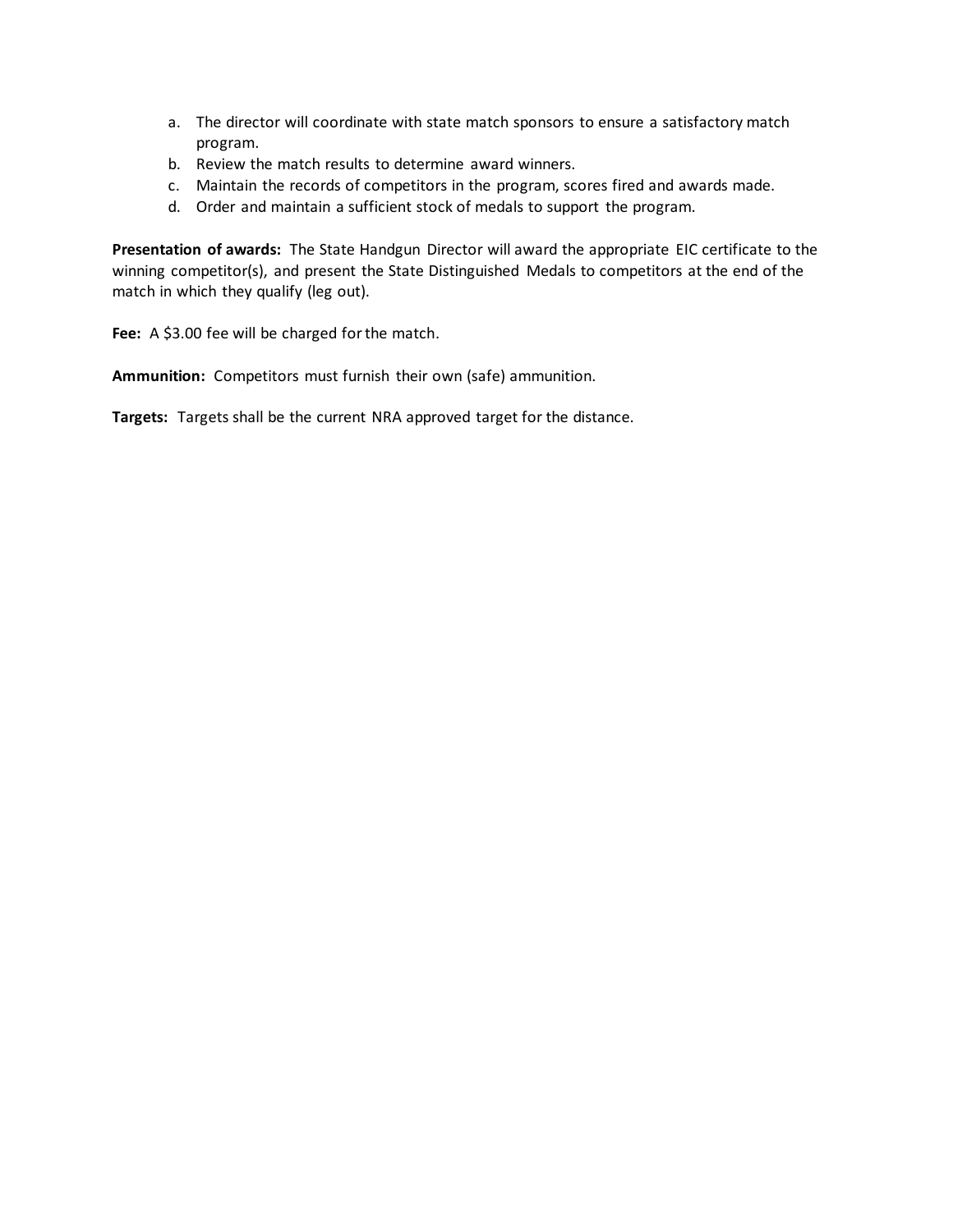a. The director will coordinate with state match sponsors to ensure a satisfactory match program.
b. Review the match results to determine award winners.
c. Maintain the records of competitors in the program, scores fired and awards made.
d. Order and maintain a sufficient stock of medals to support the program.

**Presentation of awards:** The State Handgun Director will award the appropriate EIC certificate to the winning competitor(s), and present the State Distinguished Medals to competitors at the end of the match in which they qualify (leg out).

**Fee:** A $3.00 fee will be charged for the match.

**Ammunition:** Competitors must furnish their own (safe) ammunition.

**Targets:** Targets shall be the current NRA approved target for the distance.